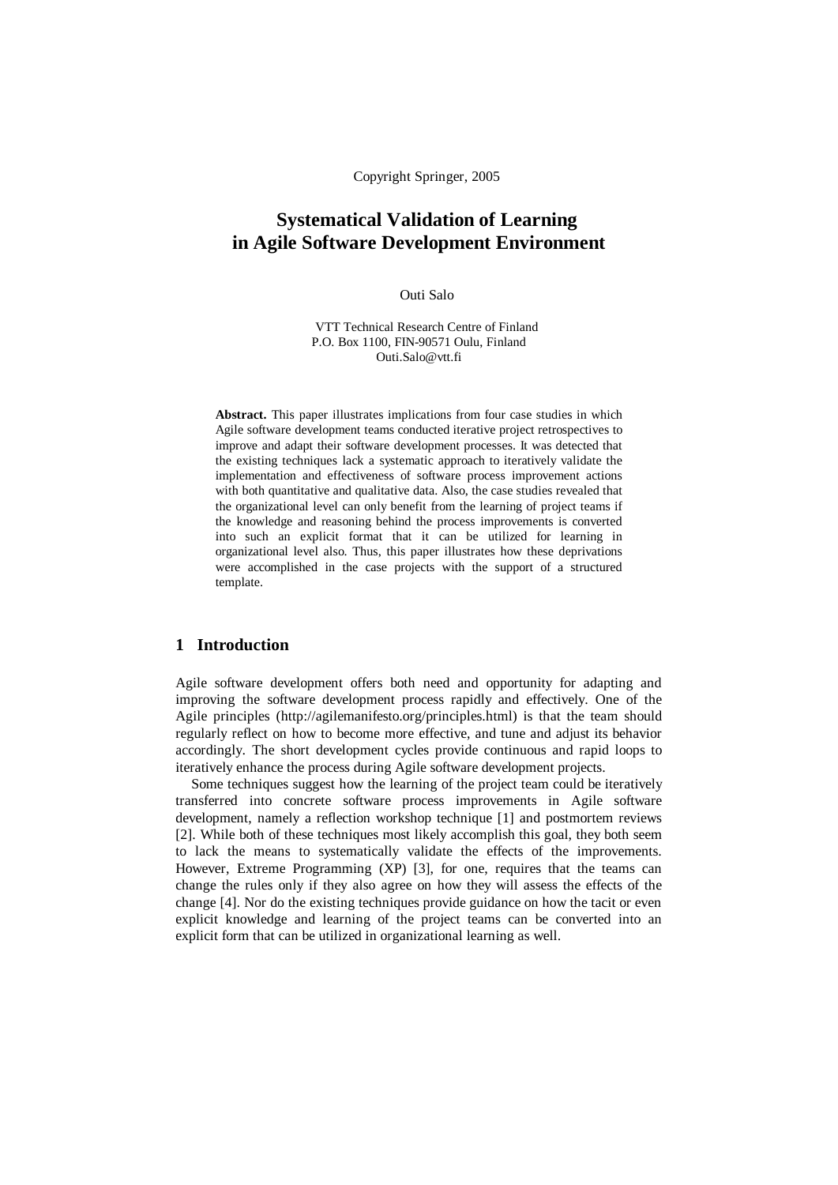Copyright Springer, 2005

# Systematical Validation of Learning in Agile Software Development Environment

Outi Salo

VTT Technical Research Centre of Finland
P.O. Box 1100, FIN-90571 Oulu, Finland
Outi.Salo@vtt.fi

**Abstract.** This paper illustrates implications from four case studies in which Agile software development teams conducted iterative project retrospectives to improve and adapt their software development processes. It was detected that the existing techniques lack a systematic approach to iteratively validate the implementation and effectiveness of software process improvement actions with both quantitative and qualitative data. Also, the case studies revealed that the organizational level can only benefit from the learning of project teams if the knowledge and reasoning behind the process improvements is converted into such an explicit format that it can be utilized for learning in organizational level also. Thus, this paper illustrates how these deprivations were accomplished in the case projects with the support of a structured template.

## 1 Introduction

Agile software development offers both need and opportunity for adapting and improving the software development process rapidly and effectively. One of the Agile principles (http://agilemanifesto.org/principles.html) is that the team should regularly reflect on how to become more effective, and tune and adjust its behavior accordingly. The short development cycles provide continuous and rapid loops to iteratively enhance the process during Agile software development projects.

Some techniques suggest how the learning of the project team could be iteratively transferred into concrete software process improvements in Agile software development, namely a reflection workshop technique [1] and postmortem reviews [2]. While both of these techniques most likely accomplish this goal, they both seem to lack the means to systematically validate the effects of the improvements. However, Extreme Programming (XP) [3], for one, requires that the teams can change the rules only if they also agree on how they will assess the effects of the change [4]. Nor do the existing techniques provide guidance on how the tacit or even explicit knowledge and learning of the project teams can be converted into an explicit form that can be utilized in organizational learning as well.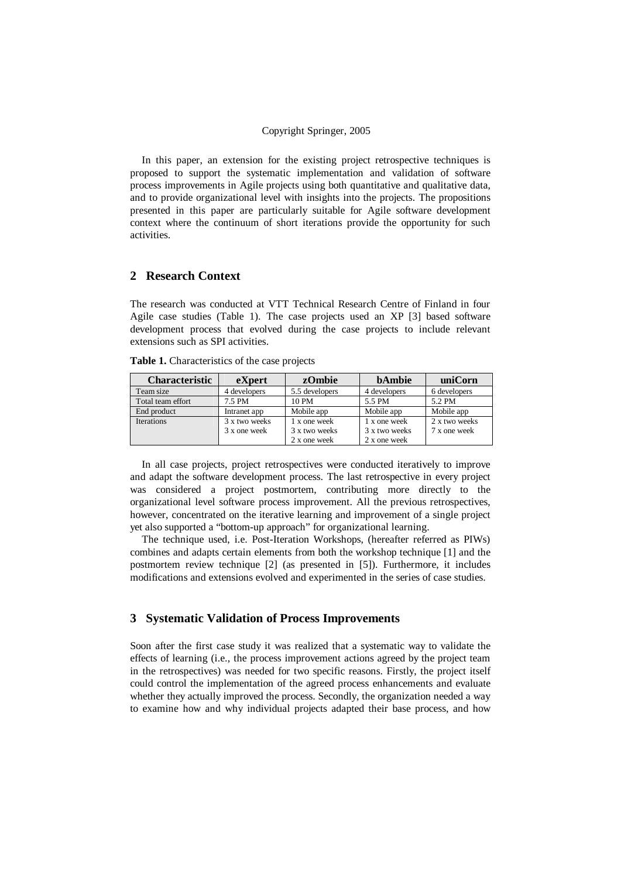In this paper, an extension for the existing project retrospective techniques is proposed to support the systematic implementation and validation of software process improvements in Agile projects using both quantitative and qualitative data, and to provide organizational level with insights into the projects. The propositions presented in this paper are particularly suitable for Agile software development context where the continuum of short iterations provide the opportunity for such activities.

## 2 Research Context

The research was conducted at VTT Technical Research Centre of Finland in four Agile case studies (Table 1). The case projects used an XP [3] based software development process that evolved during the case projects to include relevant extensions such as SPI activities.

**Table 1.** Characteristics of the case projects

| Characteristic | eXpert | zOmbie | bAmbie | uniCorn |
|---|---|---|---|---|
| Team size | 4 developers | 5.5 developers | 4 developers | 6 developers |
| Total team effort | 7.5 PM | 10 PM | 5.5 PM | 5.2 PM |
| End product | Intranet app | Mobile app | Mobile app | Mobile app |
| Iterations | 3 x two weeks<br>3 x one week | 1 x one week<br>3 x two weeks<br>2 x one week | 1 x one week<br>3 x two weeks<br>2 x one week | 2 x two weeks<br>7 x one week |

In all case projects, project retrospectives were conducted iteratively to improve and adapt the software development process. The last retrospective in every project was considered a project postmortem, contributing more directly to the organizational level software process improvement. All the previous retrospectives, however, concentrated on the iterative learning and improvement of a single project yet also supported a "bottom-up approach" for organizational learning.

The technique used, i.e. Post-Iteration Workshops, (hereafter referred as PIWs) combines and adapts certain elements from both the workshop technique [1] and the postmortem review technique [2] (as presented in [5]). Furthermore, it includes modifications and extensions evolved and experimented in the series of case studies.

## 3 Systematic Validation of Process Improvements

Soon after the first case study it was realized that a systematic way to validate the effects of learning (i.e., the process improvement actions agreed by the project team in the retrospectives) was needed for two specific reasons. Firstly, the project itself could control the implementation of the agreed process enhancements and evaluate whether they actually improved the process. Secondly, the organization needed a way to examine how and why individual projects adapted their base process, and how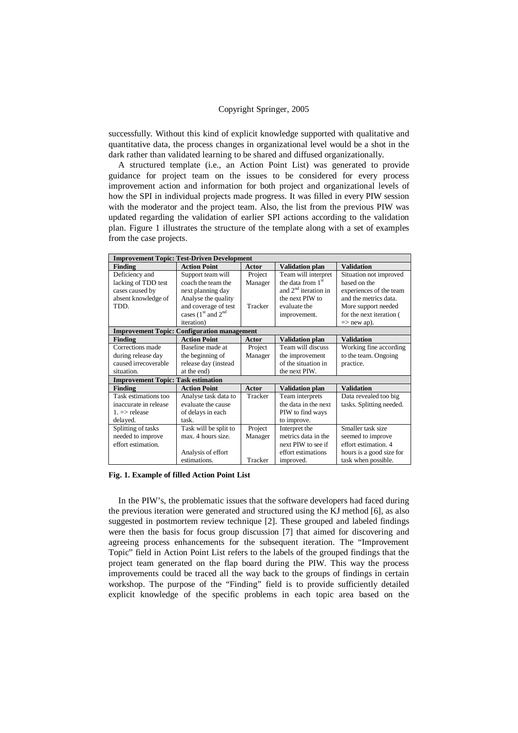successfully. Without this kind of explicit knowledge supported with qualitative and quantitative data, the process changes in organizational level would be a shot in the dark rather than validated learning to be shared and diffused organizationally.

A structured template (i.e., an Action Point List) was generated to provide guidance for project team on the issues to be considered for every process improvement action and information for both project and organizational levels of how the SPI in individual projects made progress. It was filled in every PIW session with the moderator and the project team. Also, the list from the previous PIW was updated regarding the validation of earlier SPI actions according to the validation plan. Figure 1 illustrates the structure of the template along with a set of examples from the case projects.

| **Improvement Topic: Test-Driven Development** | | | | |
|---|---|---|---|---|
| **Finding** | **Action Point** | **Actor** | **Validation plan** | **Validation** |
| Deficiency and lacking of TDD test cases caused by absent knowledge of TDD. | Support team will coach the team the next planning day<br>Analyse the quality and coverage of test cases (1st and 2nd iteration) | Project Manager<br><br>Tracker | Team will interpret the data from 1st and 2nd iteration in the next PIW to evaluate the improvement. | Situation not improved based on the experiences of the team and the metrics data. More support needed for the next iteration ( => new ap). |
| **Improvement Topic: Configuration management** | | | | |
| **Finding** | **Action Point** | **Actor** | **Validation plan** | **Validation** |
| Corrections made during release day caused irrecoverable situation. | Baseline made at the beginning of release day (instead at the end) | Project Manager | Team will discuss the improvement of the situation in the next PIW. | Working fine according to the team. Ongoing practice. |
| **Improvement Topic: Task estimation** | | | | |
| **Finding** | **Action Point** | **Actor** | **Validation plan** | **Validation** |
| Task estimations too inaccurate in release 1. => release delayed. | Analyse task data to evaluate the cause of delays in each task. | Tracker | Team interprets the data in the next PIW to find ways to improve. | Data revealed too big tasks. Splitting needed. |
| Splitting of tasks needed to improve effort estimation. | Task will be split to max. 4 hours size.<br><br>Analysis of effort estimations. | Project Manager<br><br>Tracker | Interpret the metrics data in the next PIW to see if effort estimations improved. | Smaller task size seemed to improve effort estimation. 4 hours is a good size for task when possible. |

**Fig. 1. Example of filled Action Point List**

In the PIW's, the problematic issues that the software developers had faced during the previous iteration were generated and structured using the KJ method [6], as also suggested in postmortem review technique [2]. These grouped and labeled findings were then the basis for focus group discussion [7] that aimed for discovering and agreeing process enhancements for the subsequent iteration. The "Improvement Topic" field in Action Point List refers to the labels of the grouped findings that the project team generated on the flap board during the PIW. This way the process improvements could be traced all the way back to the groups of findings in certain workshop. The purpose of the "Finding" field is to provide sufficiently detailed explicit knowledge of the specific problems in each topic area based on the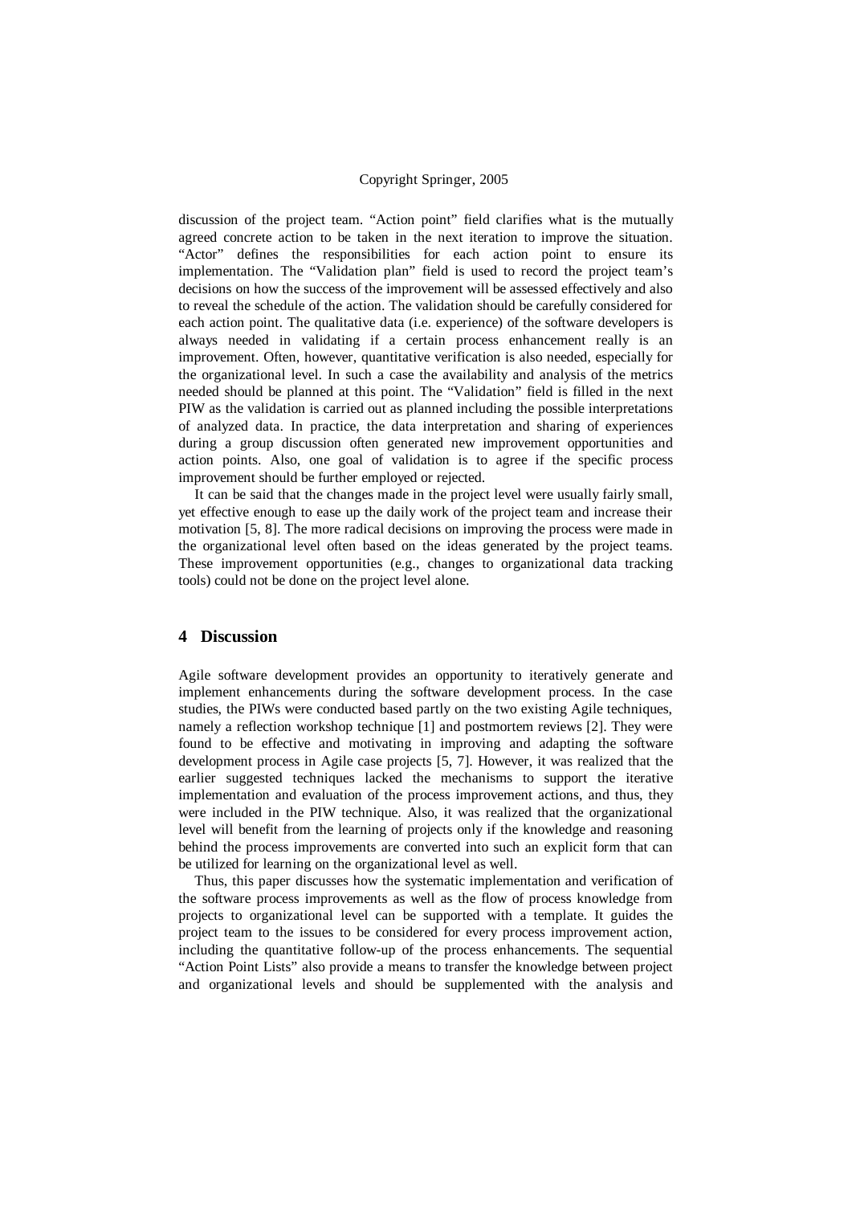discussion of the project team. "Action point" field clarifies what is the mutually agreed concrete action to be taken in the next iteration to improve the situation. "Actor" defines the responsibilities for each action point to ensure its implementation. The "Validation plan" field is used to record the project team's decisions on how the success of the improvement will be assessed effectively and also to reveal the schedule of the action. The validation should be carefully considered for each action point. The qualitative data (i.e. experience) of the software developers is always needed in validating if a certain process enhancement really is an improvement. Often, however, quantitative verification is also needed, especially for the organizational level. In such a case the availability and analysis of the metrics needed should be planned at this point. The "Validation" field is filled in the next PIW as the validation is carried out as planned including the possible interpretations of analyzed data. In practice, the data interpretation and sharing of experiences during a group discussion often generated new improvement opportunities and action points. Also, one goal of validation is to agree if the specific process improvement should be further employed or rejected.

It can be said that the changes made in the project level were usually fairly small, yet effective enough to ease up the daily work of the project team and increase their motivation [5, 8]. The more radical decisions on improving the process were made in the organizational level often based on the ideas generated by the project teams. These improvement opportunities (e.g., changes to organizational data tracking tools) could not be done on the project level alone.

## 4 Discussion

Agile software development provides an opportunity to iteratively generate and implement enhancements during the software development process. In the case studies, the PIWs were conducted based partly on the two existing Agile techniques, namely a reflection workshop technique [1] and postmortem reviews [2]. They were found to be effective and motivating in improving and adapting the software development process in Agile case projects [5, 7]. However, it was realized that the earlier suggested techniques lacked the mechanisms to support the iterative implementation and evaluation of the process improvement actions, and thus, they were included in the PIW technique. Also, it was realized that the organizational level will benefit from the learning of projects only if the knowledge and reasoning behind the process improvements are converted into such an explicit form that can be utilized for learning on the organizational level as well.

Thus, this paper discusses how the systematic implementation and verification of the software process improvements as well as the flow of process knowledge from projects to organizational level can be supported with a template. It guides the project team to the issues to be considered for every process improvement action, including the quantitative follow-up of the process enhancements. The sequential "Action Point Lists" also provide a means to transfer the knowledge between project and organizational levels and should be supplemented with the analysis and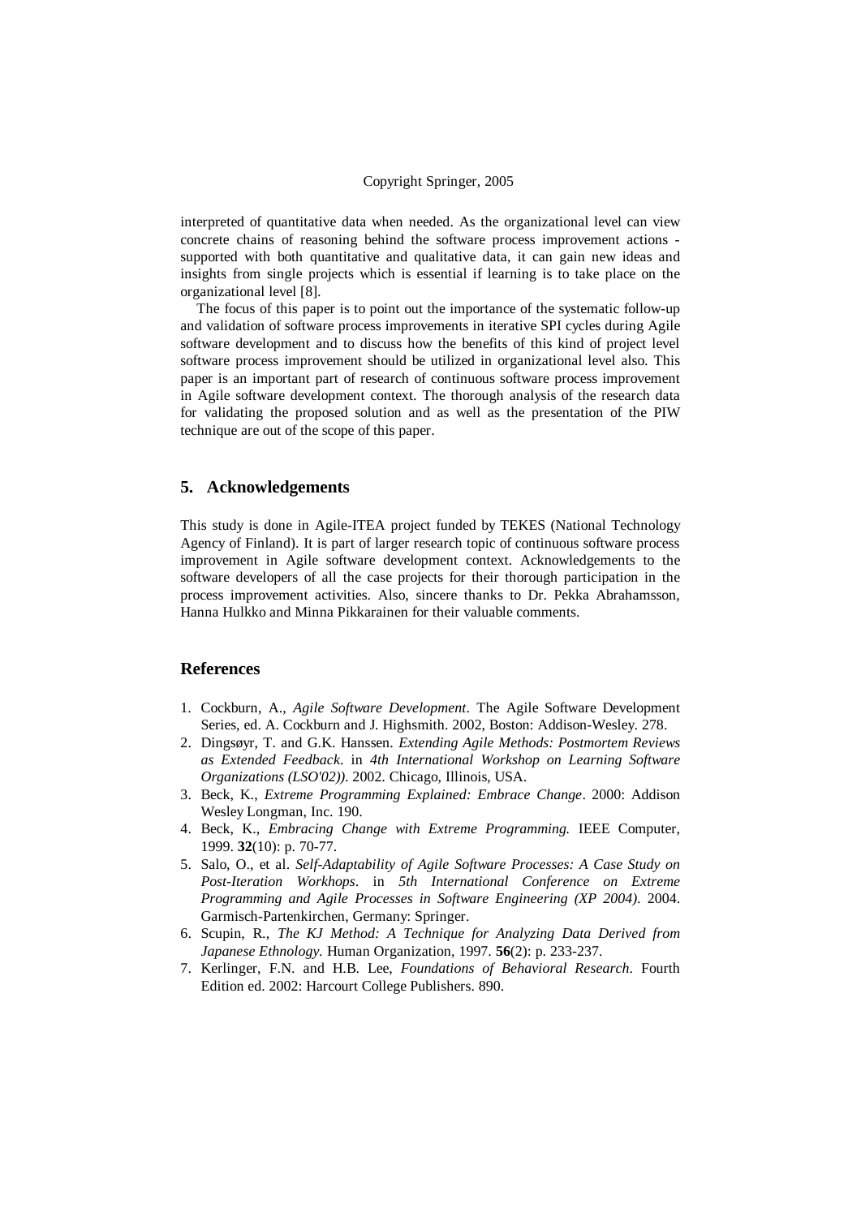interpreted of quantitative data when needed. As the organizational level can view concrete chains of reasoning behind the software process improvement actions - supported with both quantitative and qualitative data, it can gain new ideas and insights from single projects which is essential if learning is to take place on the organizational level [8].

The focus of this paper is to point out the importance of the systematic follow-up and validation of software process improvements in iterative SPI cycles during Agile software development and to discuss how the benefits of this kind of project level software process improvement should be utilized in organizational level also. This paper is an important part of research of continuous software process improvement in Agile software development context. The thorough analysis of the research data for validating the proposed solution and as well as the presentation of the PIW technique are out of the scope of this paper.

## 5. Acknowledgements

This study is done in Agile-ITEA project funded by TEKES (National Technology Agency of Finland). It is part of larger research topic of continuous software process improvement in Agile software development context. Acknowledgements to the software developers of all the case projects for their thorough participation in the process improvement activities. Also, sincere thanks to Dr. Pekka Abrahamsson, Hanna Hulkko and Minna Pikkarainen for their valuable comments.

## References

1. Cockburn, A., *Agile Software Development*. The Agile Software Development Series, ed. A. Cockburn and J. Highsmith. 2002, Boston: Addison-Wesley. 278.
2. Dingsøyr, T. and G.K. Hanssen. *Extending Agile Methods: Postmortem Reviews as Extended Feedback*. in *4th International Workshop on Learning Software Organizations (LSO'02))*. 2002. Chicago, Illinois, USA.
3. Beck, K., *Extreme Programming Explained: Embrace Change*. 2000: Addison Wesley Longman, Inc. 190.
4. Beck, K., *Embracing Change with Extreme Programming.* IEEE Computer, 1999. **32**(10): p. 70-77.
5. Salo, O., et al. *Self-Adaptability of Agile Software Processes: A Case Study on Post-Iteration Workhops*. in *5th International Conference on Extreme Programming and Agile Processes in Software Engineering (XP 2004)*. 2004. Garmisch-Partenkirchen, Germany: Springer.
6. Scupin, R., *The KJ Method: A Technique for Analyzing Data Derived from Japanese Ethnology.* Human Organization, 1997. **56**(2): p. 233-237.
7. Kerlinger, F.N. and H.B. Lee, *Foundations of Behavioral Research*. Fourth Edition ed. 2002: Harcourt College Publishers. 890.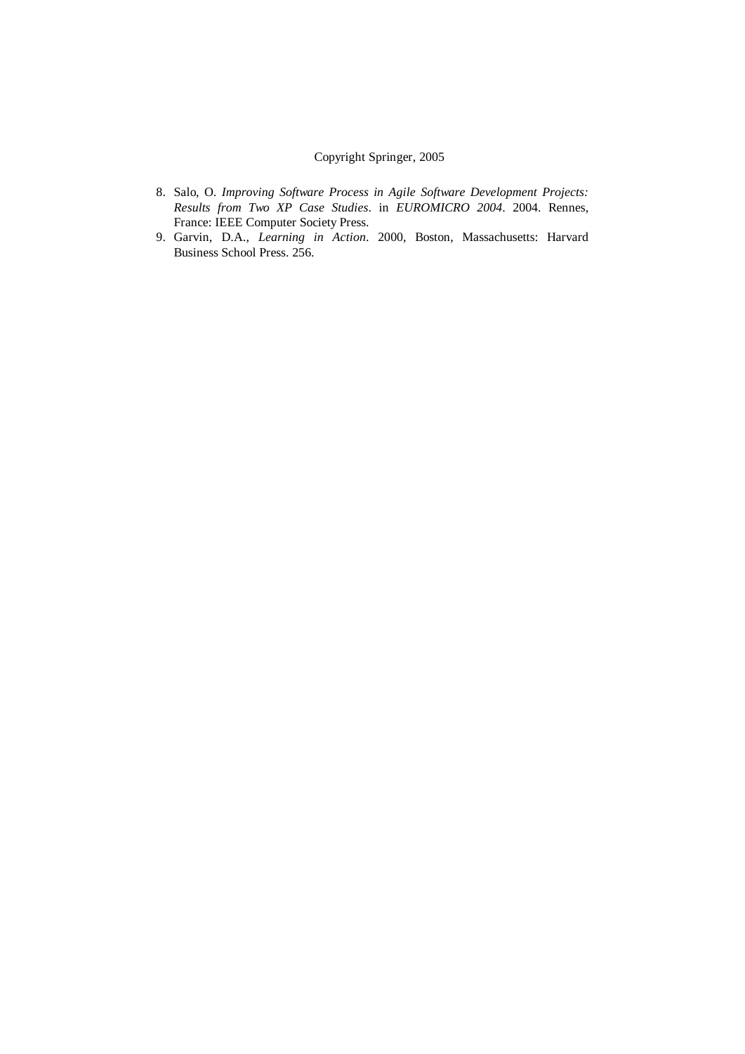8. Salo, O. *Improving Software Process in Agile Software Development Projects: Results from Two XP Case Studies*. in *EUROMICRO 2004*. 2004. Rennes, France: IEEE Computer Society Press.
9. Garvin, D.A., *Learning in Action*. 2000, Boston, Massachusetts: Harvard Business School Press. 256.